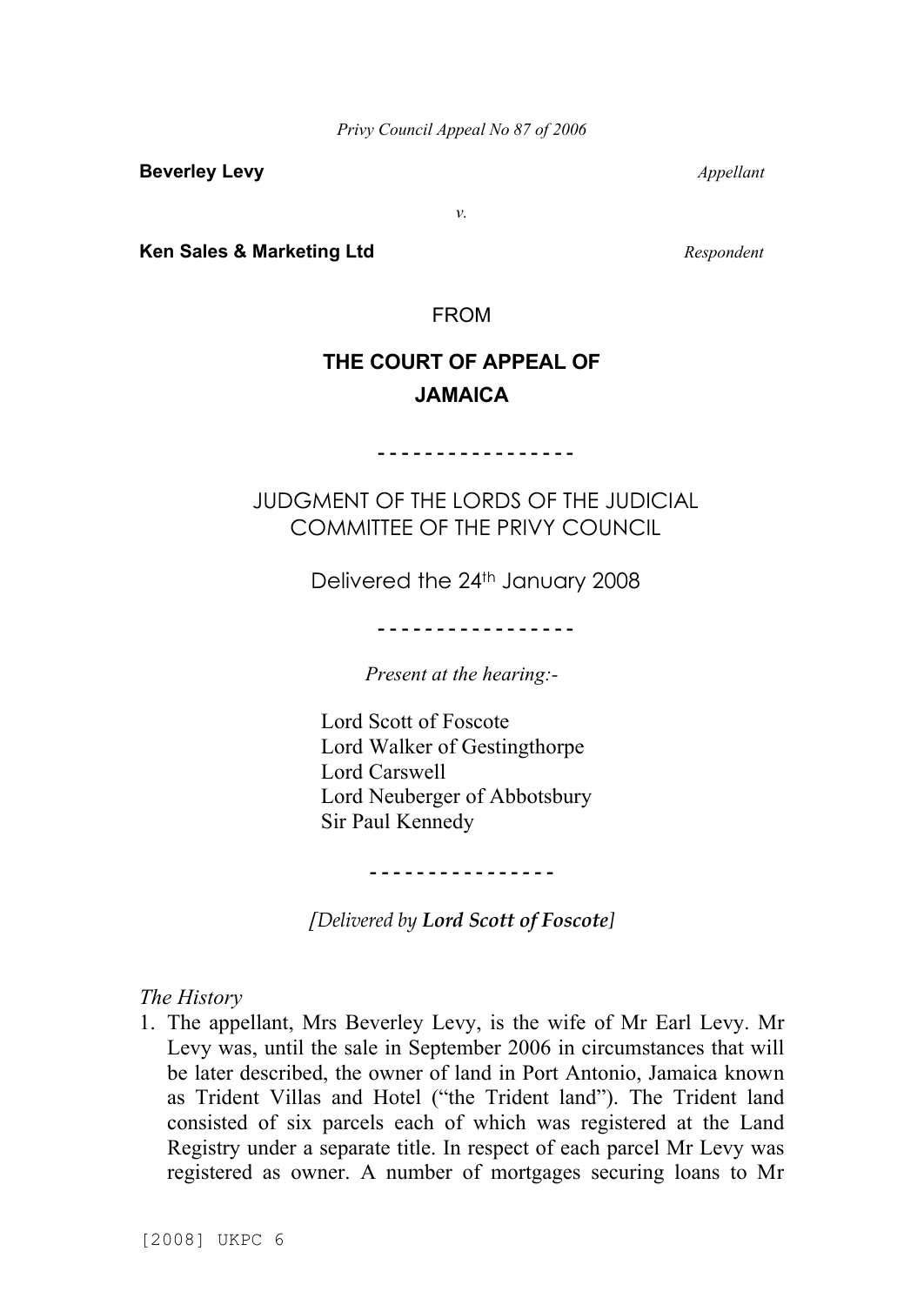*Privy Council Appeal No 87 of 2006*

**Beverley Levy** *Appellant*

*v.*

**Ken Sales & Marketing Ltd** *Respondent*

FROM

**THE COURT OF APPEAL OF JAMAICA**

- - - - - - - - - - - - - - - - -

JUDGMENT OF THE LORDS OF THE JUDICIAL COMMITTEE OF THE PRIVY COUNCIL

Delivered the 24th January 2008

- - - - - - - - - - - - - - - - -

*Present at the hearing:-*

Lord Scott of Foscote
Lord Walker of Gestingthorpe
Lord Carswell
Lord Neuberger of Abbotsbury
Sir Paul Kennedy

- - - - - - - - - - - - - - - -

*[Delivered by **Lord Scott of Foscote**]*

*The History*

1. The appellant, Mrs Beverley Levy, is the wife of Mr Earl Levy. Mr Levy was, until the sale in September 2006 in circumstances that will be later described, the owner of land in Port Antonio, Jamaica known as Trident Villas and Hotel ("the Trident land"). The Trident land consisted of six parcels each of which was registered at the Land Registry under a separate title. In respect of each parcel Mr Levy was registered as owner. A number of mortgages securing loans to Mr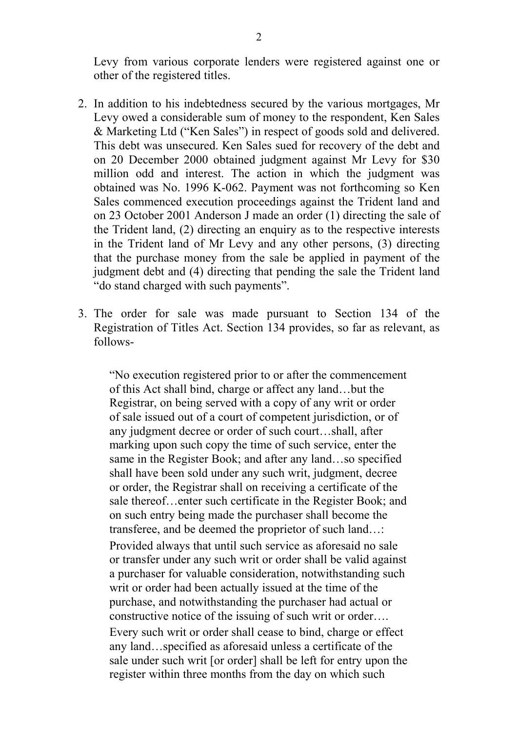Levy from various corporate lenders were registered against one or other of the registered titles.

2. In addition to his indebtedness secured by the various mortgages, Mr Levy owed a considerable sum of money to the respondent, Ken Sales & Marketing Ltd ("Ken Sales") in respect of goods sold and delivered. This debt was unsecured. Ken Sales sued for recovery of the debt and on 20 December 2000 obtained judgment against Mr Levy for $30 million odd and interest. The action in which the judgment was obtained was No. 1996 K-062. Payment was not forthcoming so Ken Sales commenced execution proceedings against the Trident land and on 23 October 2001 Anderson J made an order (1) directing the sale of the Trident land, (2) directing an enquiry as to the respective interests in the Trident land of Mr Levy and any other persons, (3) directing that the purchase money from the sale be applied in payment of the judgment debt and (4) directing that pending the sale the Trident land "do stand charged with such payments".

3. The order for sale was made pursuant to Section 134 of the Registration of Titles Act. Section 134 provides, so far as relevant, as follows-

   > "No execution registered prior to or after the commencement of this Act shall bind, charge or affect any land…but the Registrar, on being served with a copy of any writ or order of sale issued out of a court of competent jurisdiction, or of any judgment decree or order of such court…shall, after marking upon such copy the time of such service, enter the same in the Register Book; and after any land…so specified shall have been sold under any such writ, judgment, decree or order, the Registrar shall on receiving a certificate of the sale thereof…enter such certificate in the Register Book; and on such entry being made the purchaser shall become the transferee, and be deemed the proprietor of such land…:
   >
   > Provided always that until such service as aforesaid no sale or transfer under any such writ or order shall be valid against a purchaser for valuable consideration, notwithstanding such writ or order had been actually issued at the time of the purchase, and notwithstanding the purchaser had actual or constructive notice of the issuing of such writ or order….
   >
   > Every such writ or order shall cease to bind, charge or effect any land…specified as aforesaid unless a certificate of the sale under such writ [or order] shall be left for entry upon the register within three months from the day on which such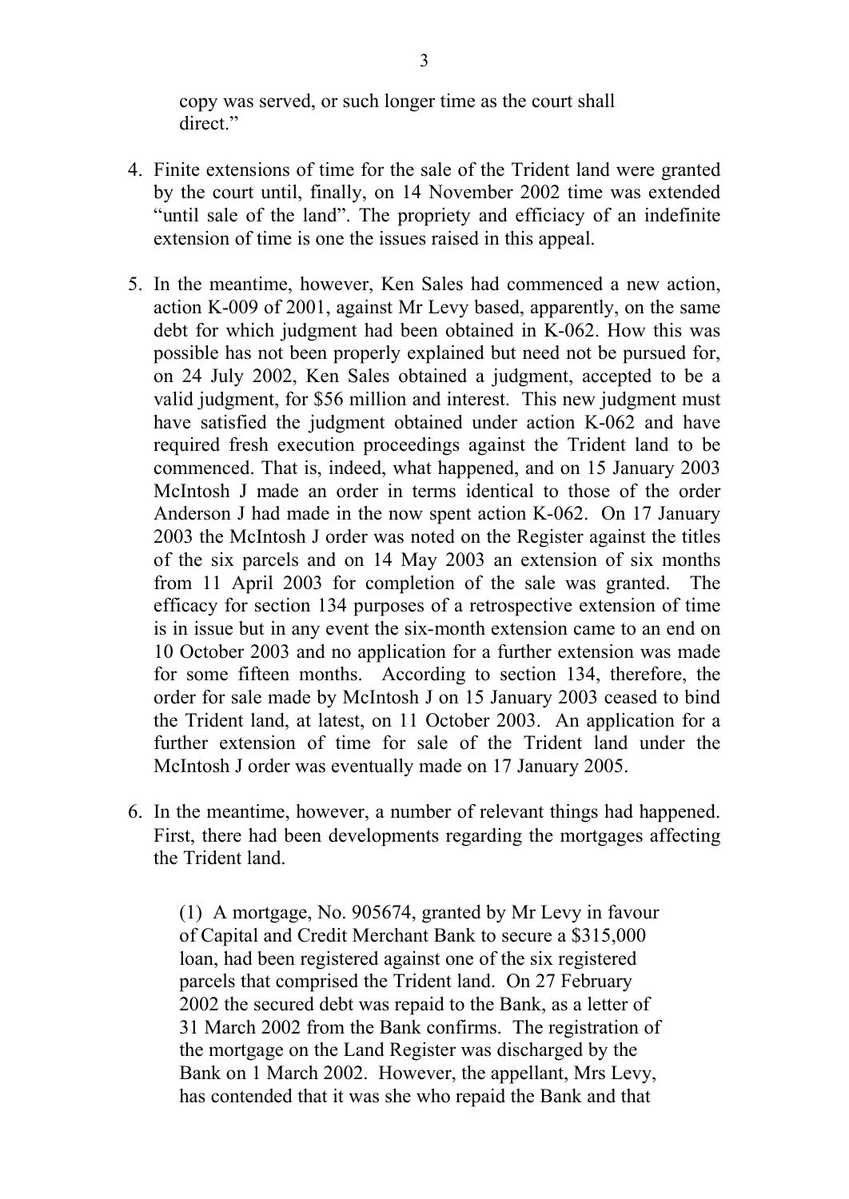copy was served, or such longer time as the court shall direct."

4. Finite extensions of time for the sale of the Trident land were granted by the court until, finally, on 14 November 2002 time was extended "until sale of the land". The propriety and efficiacy of an indefinite extension of time is one the issues raised in this appeal.

5. In the meantime, however, Ken Sales had commenced a new action, action K-009 of 2001, against Mr Levy based, apparently, on the same debt for which judgment had been obtained in K-062. How this was possible has not been properly explained but need not be pursued for, on 24 July 2002, Ken Sales obtained a judgment, accepted to be a valid judgment, for $56 million and interest. This new judgment must have satisfied the judgment obtained under action K-062 and have required fresh execution proceedings against the Trident land to be commenced. That is, indeed, what happened, and on 15 January 2003 McIntosh J made an order in terms identical to those of the order Anderson J had made in the now spent action K-062. On 17 January 2003 the McIntosh J order was noted on the Register against the titles of the six parcels and on 14 May 2003 an extension of six months from 11 April 2003 for completion of the sale was granted. The efficacy for section 134 purposes of a retrospective extension of time is in issue but in any event the six-month extension came to an end on 10 October 2003 and no application for a further extension was made for some fifteen months. According to section 134, therefore, the order for sale made by McIntosh J on 15 January 2003 ceased to bind the Trident land, at latest, on 11 October 2003. An application for a further extension of time for sale of the Trident land under the McIntosh J order was eventually made on 17 January 2005.

6. In the meantime, however, a number of relevant things had happened. First, there had been developments regarding the mortgages affecting the Trident land.

   (1) A mortgage, No. 905674, granted by Mr Levy in favour of Capital and Credit Merchant Bank to secure a $315,000 loan, had been registered against one of the six registered parcels that comprised the Trident land. On 27 February 2002 the secured debt was repaid to the Bank, as a letter of 31 March 2002 from the Bank confirms. The registration of the mortgage on the Land Register was discharged by the Bank on 1 March 2002. However, the appellant, Mrs Levy, has contended that it was she who repaid the Bank and that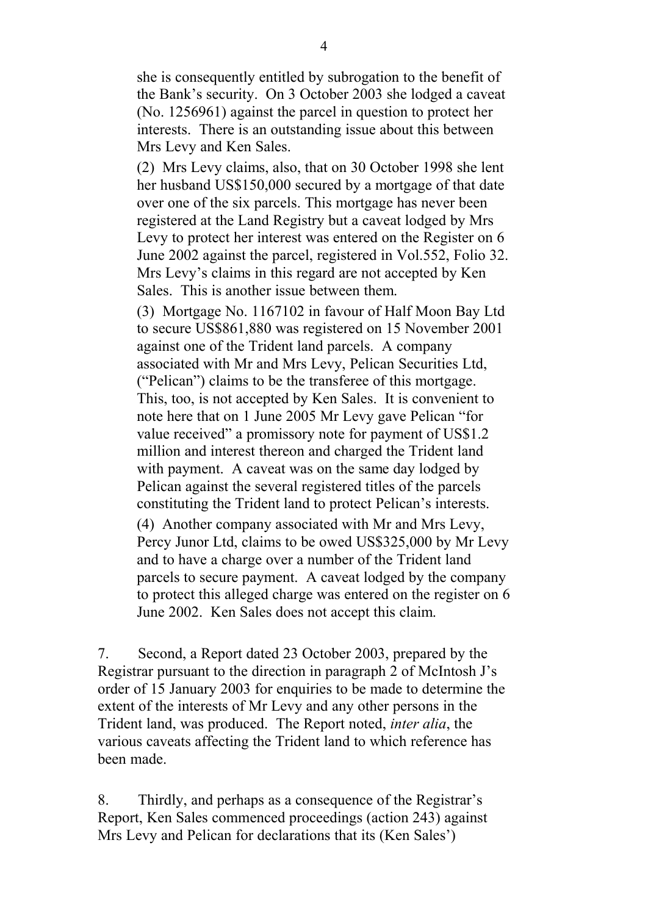she is consequently entitled by subrogation to the benefit of the Bank's security. On 3 October 2003 she lodged a caveat (No. 1256961) against the parcel in question to protect her interests. There is an outstanding issue about this between Mrs Levy and Ken Sales.

(2) Mrs Levy claims, also, that on 30 October 1998 she lent her husband US$150,000 secured by a mortgage of that date over one of the six parcels. This mortgage has never been registered at the Land Registry but a caveat lodged by Mrs Levy to protect her interest was entered on the Register on 6 June 2002 against the parcel, registered in Vol.552, Folio 32. Mrs Levy's claims in this regard are not accepted by Ken Sales. This is another issue between them.

(3) Mortgage No. 1167102 in favour of Half Moon Bay Ltd to secure US$861,880 was registered on 15 November 2001 against one of the Trident land parcels. A company associated with Mr and Mrs Levy, Pelican Securities Ltd, ("Pelican") claims to be the transferee of this mortgage. This, too, is not accepted by Ken Sales. It is convenient to note here that on 1 June 2005 Mr Levy gave Pelican "for value received" a promissory note for payment of US$1.2 million and interest thereon and charged the Trident land with payment. A caveat was on the same day lodged by Pelican against the several registered titles of the parcels constituting the Trident land to protect Pelican's interests.

(4) Another company associated with Mr and Mrs Levy, Percy Junor Ltd, claims to be owed US$325,000 by Mr Levy and to have a charge over a number of the Trident land parcels to secure payment. A caveat lodged by the company to protect this alleged charge was entered on the register on 6 June 2002. Ken Sales does not accept this claim.

7. Second, a Report dated 23 October 2003, prepared by the Registrar pursuant to the direction in paragraph 2 of McIntosh J's order of 15 January 2003 for enquiries to be made to determine the extent of the interests of Mr Levy and any other persons in the Trident land, was produced. The Report noted, *inter alia*, the various caveats affecting the Trident land to which reference has been made.

8. Thirdly, and perhaps as a consequence of the Registrar's Report, Ken Sales commenced proceedings (action 243) against Mrs Levy and Pelican for declarations that its (Ken Sales')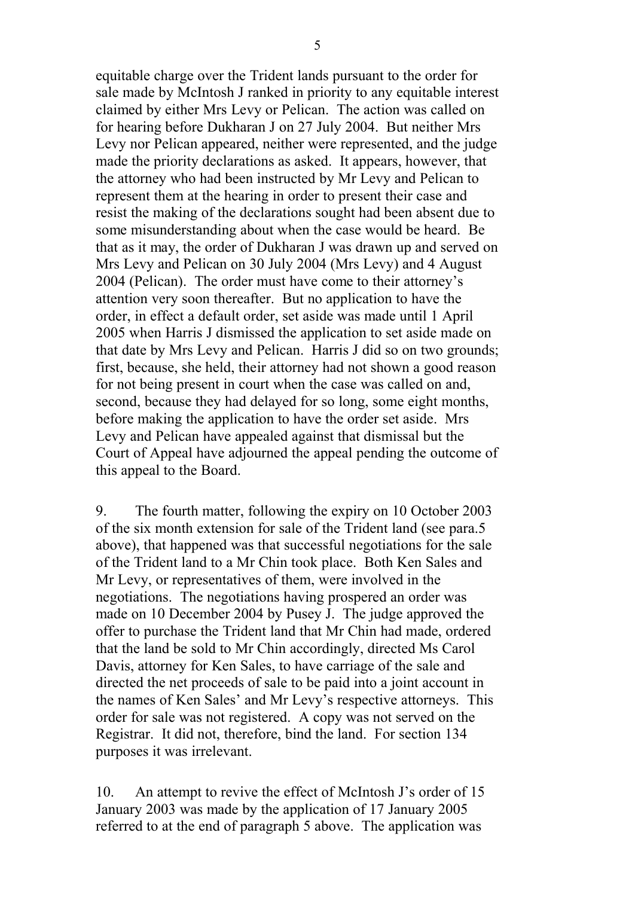equitable charge over the Trident lands pursuant to the order for sale made by McIntosh J ranked in priority to any equitable interest claimed by either Mrs Levy or Pelican. The action was called on for hearing before Dukharan J on 27 July 2004. But neither Mrs Levy nor Pelican appeared, neither were represented, and the judge made the priority declarations as asked. It appears, however, that the attorney who had been instructed by Mr Levy and Pelican to represent them at the hearing in order to present their case and resist the making of the declarations sought had been absent due to some misunderstanding about when the case would be heard. Be that as it may, the order of Dukharan J was drawn up and served on Mrs Levy and Pelican on 30 July 2004 (Mrs Levy) and 4 August 2004 (Pelican). The order must have come to their attorney's attention very soon thereafter. But no application to have the order, in effect a default order, set aside was made until 1 April 2005 when Harris J dismissed the application to set aside made on that date by Mrs Levy and Pelican. Harris J did so on two grounds; first, because, she held, their attorney had not shown a good reason for not being present in court when the case was called on and, second, because they had delayed for so long, some eight months, before making the application to have the order set aside. Mrs Levy and Pelican have appealed against that dismissal but the Court of Appeal have adjourned the appeal pending the outcome of this appeal to the Board.

9. The fourth matter, following the expiry on 10 October 2003 of the six month extension for sale of the Trident land (see para.5 above), that happened was that successful negotiations for the sale of the Trident land to a Mr Chin took place. Both Ken Sales and Mr Levy, or representatives of them, were involved in the negotiations. The negotiations having prospered an order was made on 10 December 2004 by Pusey J. The judge approved the offer to purchase the Trident land that Mr Chin had made, ordered that the land be sold to Mr Chin accordingly, directed Ms Carol Davis, attorney for Ken Sales, to have carriage of the sale and directed the net proceeds of sale to be paid into a joint account in the names of Ken Sales' and Mr Levy's respective attorneys. This order for sale was not registered. A copy was not served on the Registrar. It did not, therefore, bind the land. For section 134 purposes it was irrelevant.

10. An attempt to revive the effect of McIntosh J's order of 15 January 2003 was made by the application of 17 January 2005 referred to at the end of paragraph 5 above. The application was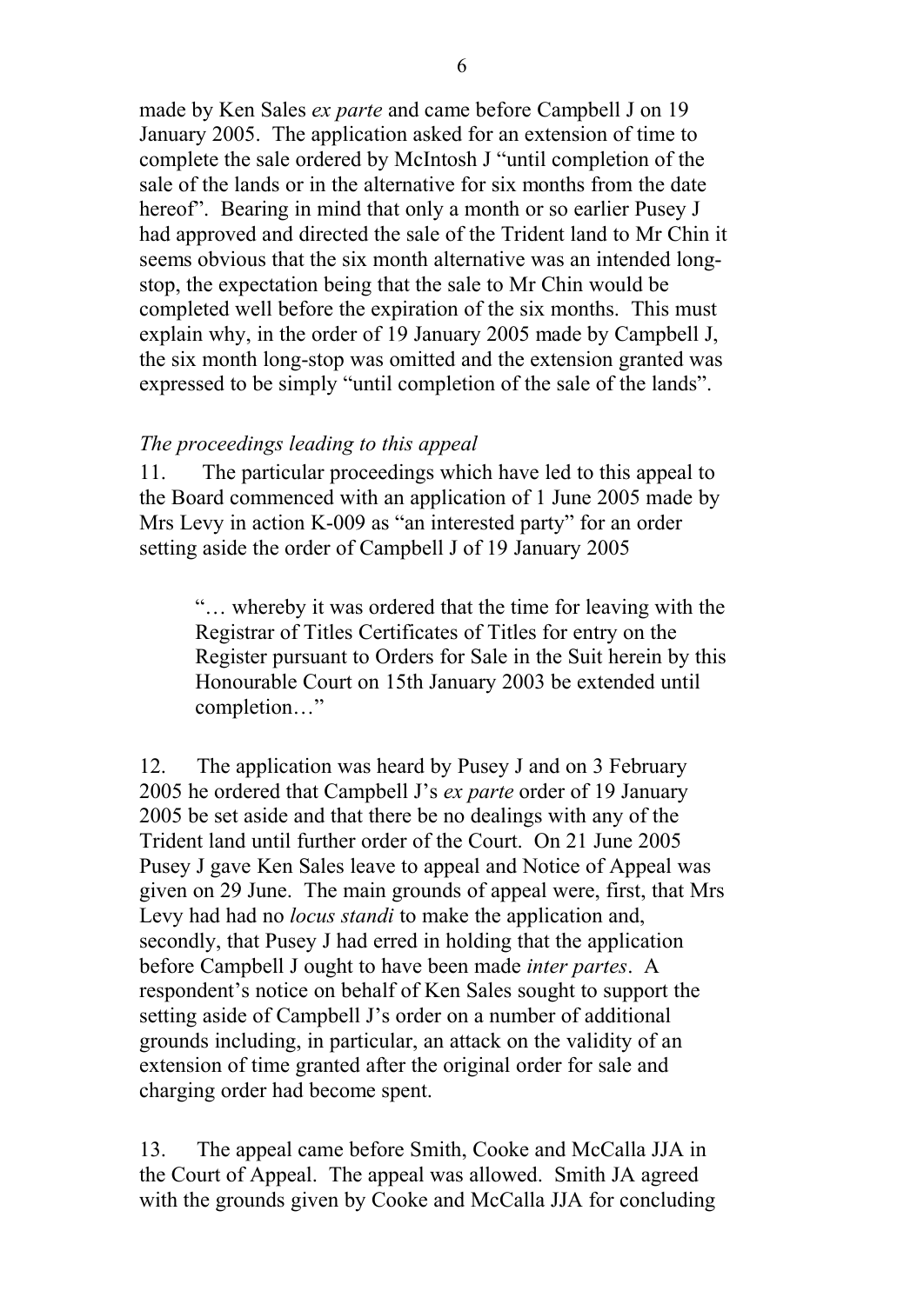made by Ken Sales *ex parte* and came before Campbell J on 19 January 2005. The application asked for an extension of time to complete the sale ordered by McIntosh J "until completion of the sale of the lands or in the alternative for six months from the date hereof". Bearing in mind that only a month or so earlier Pusey J had approved and directed the sale of the Trident land to Mr Chin it seems obvious that the six month alternative was an intended long-stop, the expectation being that the sale to Mr Chin would be completed well before the expiration of the six months. This must explain why, in the order of 19 January 2005 made by Campbell J, the six month long-stop was omitted and the extension granted was expressed to be simply "until completion of the sale of the lands".

*The proceedings leading to this appeal*

11. The particular proceedings which have led to this appeal to the Board commenced with an application of 1 June 2005 made by Mrs Levy in action K-009 as "an interested party" for an order setting aside the order of Campbell J of 19 January 2005

> "… whereby it was ordered that the time for leaving with the Registrar of Titles Certificates of Titles for entry on the Register pursuant to Orders for Sale in the Suit herein by this Honourable Court on 15th January 2003 be extended until completion…"

12. The application was heard by Pusey J and on 3 February 2005 he ordered that Campbell J's *ex parte* order of 19 January 2005 be set aside and that there be no dealings with any of the Trident land until further order of the Court. On 21 June 2005 Pusey J gave Ken Sales leave to appeal and Notice of Appeal was given on 29 June. The main grounds of appeal were, first, that Mrs Levy had had no *locus standi* to make the application and, secondly, that Pusey J had erred in holding that the application before Campbell J ought to have been made *inter partes*. A respondent's notice on behalf of Ken Sales sought to support the setting aside of Campbell J's order on a number of additional grounds including, in particular, an attack on the validity of an extension of time granted after the original order for sale and charging order had become spent.

13. The appeal came before Smith, Cooke and McCalla JJA in the Court of Appeal. The appeal was allowed. Smith JA agreed with the grounds given by Cooke and McCalla JJA for concluding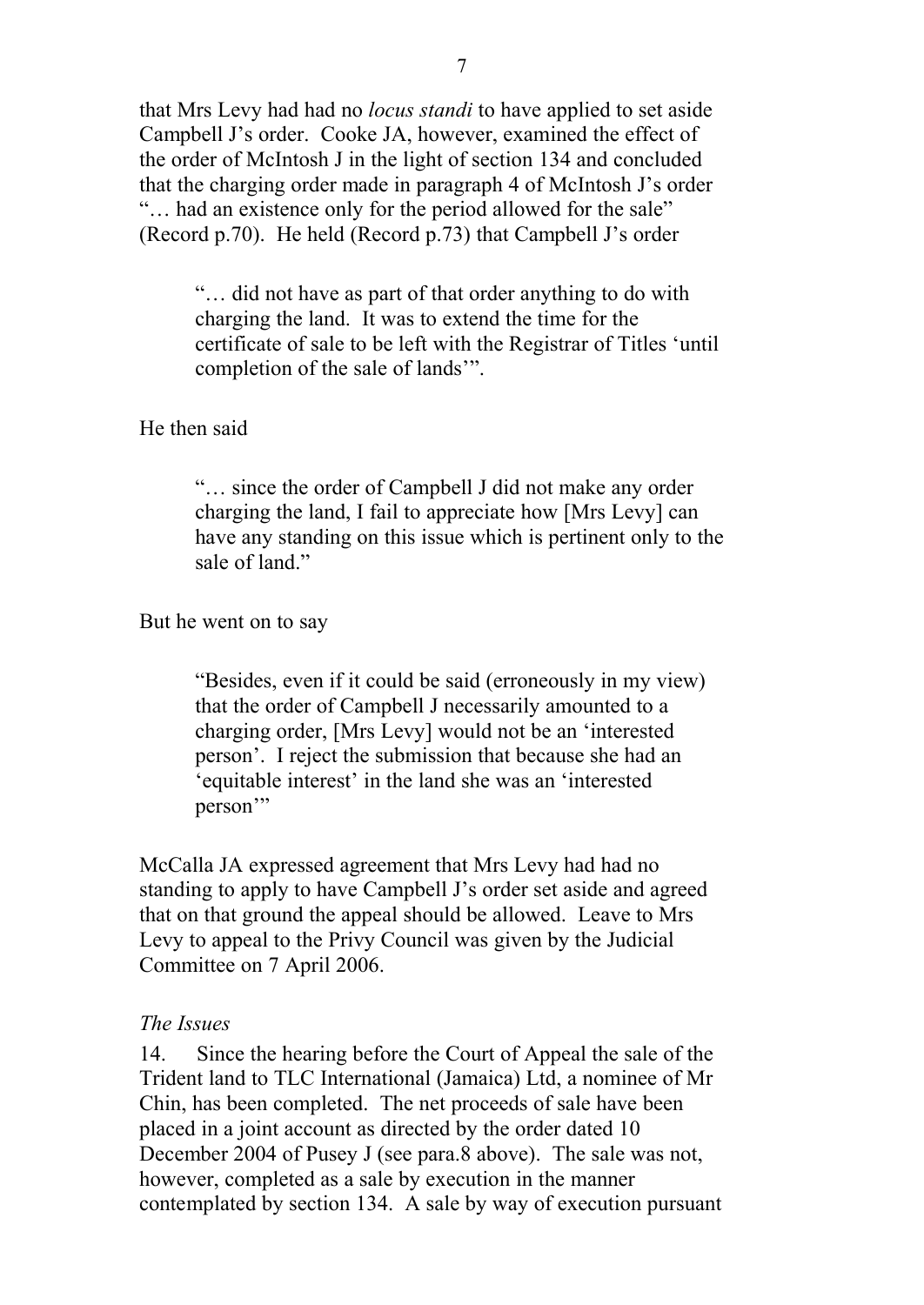that Mrs Levy had had no *locus standi* to have applied to set aside Campbell J's order. Cooke JA, however, examined the effect of the order of McIntosh J in the light of section 134 and concluded that the charging order made in paragraph 4 of McIntosh J's order "… had an existence only for the period allowed for the sale" (Record p.70). He held (Record p.73) that Campbell J's order

> "… did not have as part of that order anything to do with charging the land. It was to extend the time for the certificate of sale to be left with the Registrar of Titles 'until completion of the sale of lands'".

He then said

> "… since the order of Campbell J did not make any order charging the land, I fail to appreciate how [Mrs Levy] can have any standing on this issue which is pertinent only to the sale of land."

But he went on to say

> "Besides, even if it could be said (erroneously in my view) that the order of Campbell J necessarily amounted to a charging order, [Mrs Levy] would not be an 'interested person'. I reject the submission that because she had an 'equitable interest' in the land she was an 'interested person'"

McCalla JA expressed agreement that Mrs Levy had had no standing to apply to have Campbell J's order set aside and agreed that on that ground the appeal should be allowed. Leave to Mrs Levy to appeal to the Privy Council was given by the Judicial Committee on 7 April 2006.

*The Issues*

14. Since the hearing before the Court of Appeal the sale of the Trident land to TLC International (Jamaica) Ltd, a nominee of Mr Chin, has been completed. The net proceeds of sale have been placed in a joint account as directed by the order dated 10 December 2004 of Pusey J (see para.8 above). The sale was not, however, completed as a sale by execution in the manner contemplated by section 134. A sale by way of execution pursuant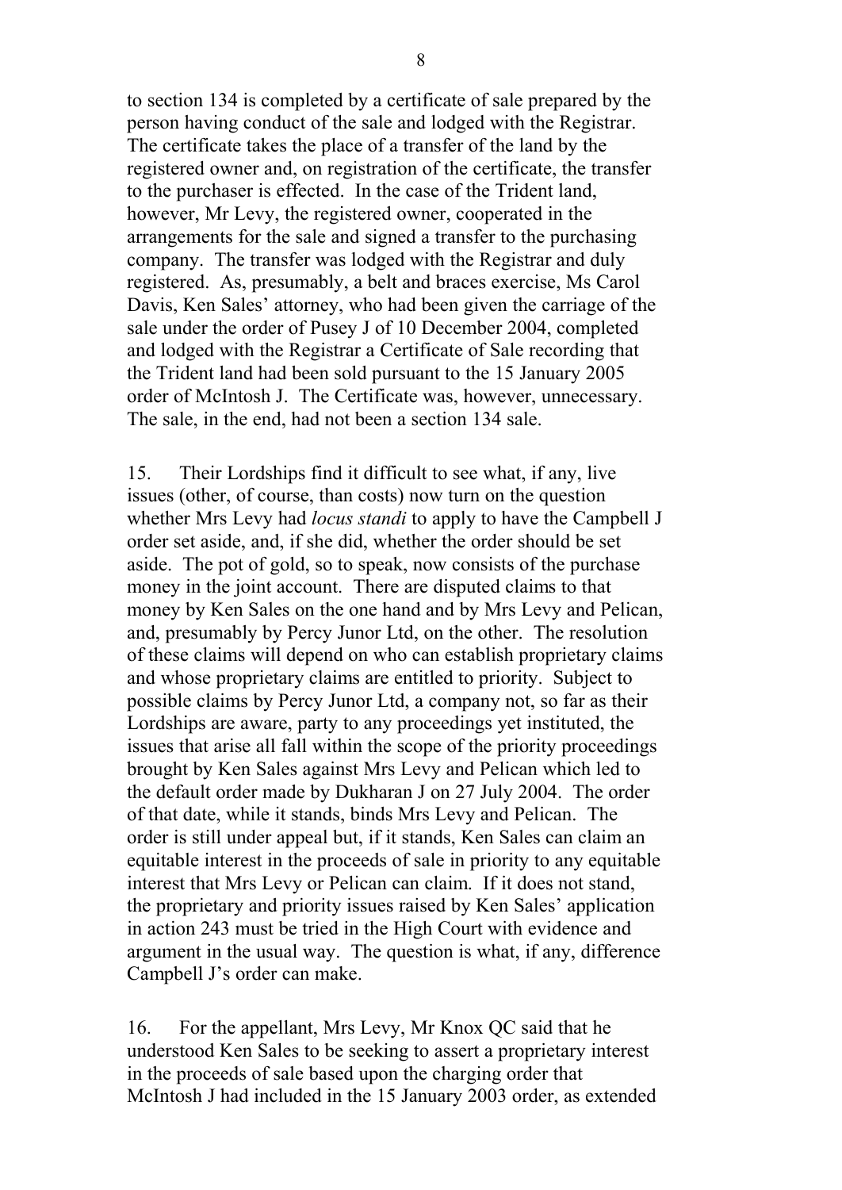to section 134 is completed by a certificate of sale prepared by the person having conduct of the sale and lodged with the Registrar. The certificate takes the place of a transfer of the land by the registered owner and, on registration of the certificate, the transfer to the purchaser is effected. In the case of the Trident land, however, Mr Levy, the registered owner, cooperated in the arrangements for the sale and signed a transfer to the purchasing company. The transfer was lodged with the Registrar and duly registered. As, presumably, a belt and braces exercise, Ms Carol Davis, Ken Sales' attorney, who had been given the carriage of the sale under the order of Pusey J of 10 December 2004, completed and lodged with the Registrar a Certificate of Sale recording that the Trident land had been sold pursuant to the 15 January 2005 order of McIntosh J. The Certificate was, however, unnecessary. The sale, in the end, had not been a section 134 sale.

15. Their Lordships find it difficult to see what, if any, live issues (other, of course, than costs) now turn on the question whether Mrs Levy had *locus standi* to apply to have the Campbell J order set aside, and, if she did, whether the order should be set aside. The pot of gold, so to speak, now consists of the purchase money in the joint account. There are disputed claims to that money by Ken Sales on the one hand and by Mrs Levy and Pelican, and, presumably by Percy Junor Ltd, on the other. The resolution of these claims will depend on who can establish proprietary claims and whose proprietary claims are entitled to priority. Subject to possible claims by Percy Junor Ltd, a company not, so far as their Lordships are aware, party to any proceedings yet instituted, the issues that arise all fall within the scope of the priority proceedings brought by Ken Sales against Mrs Levy and Pelican which led to the default order made by Dukharan J on 27 July 2004. The order of that date, while it stands, binds Mrs Levy and Pelican. The order is still under appeal but, if it stands, Ken Sales can claim an equitable interest in the proceeds of sale in priority to any equitable interest that Mrs Levy or Pelican can claim. If it does not stand, the proprietary and priority issues raised by Ken Sales' application in action 243 must be tried in the High Court with evidence and argument in the usual way. The question is what, if any, difference Campbell J's order can make.

16. For the appellant, Mrs Levy, Mr Knox QC said that he understood Ken Sales to be seeking to assert a proprietary interest in the proceeds of sale based upon the charging order that McIntosh J had included in the 15 January 2003 order, as extended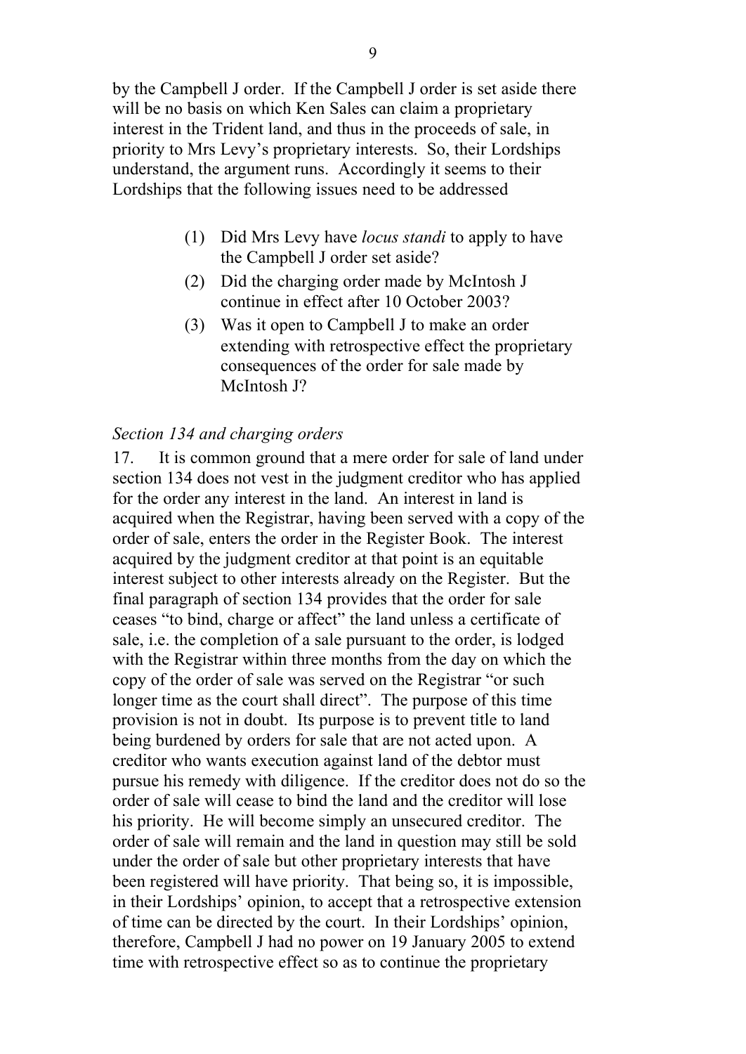by the Campbell J order. If the Campbell J order is set aside there will be no basis on which Ken Sales can claim a proprietary interest in the Trident land, and thus in the proceeds of sale, in priority to Mrs Levy's proprietary interests. So, their Lordships understand, the argument runs. Accordingly it seems to their Lordships that the following issues need to be addressed

(1) Did Mrs Levy have *locus standi* to apply to have the Campbell J order set aside?
(2) Did the charging order made by McIntosh J continue in effect after 10 October 2003?
(3) Was it open to Campbell J to make an order extending with retrospective effect the proprietary consequences of the order for sale made by McIntosh J?

### *Section 134 and charging orders*

17. It is common ground that a mere order for sale of land under section 134 does not vest in the judgment creditor who has applied for the order any interest in the land. An interest in land is acquired when the Registrar, having been served with a copy of the order of sale, enters the order in the Register Book. The interest acquired by the judgment creditor at that point is an equitable interest subject to other interests already on the Register. But the final paragraph of section 134 provides that the order for sale ceases "to bind, charge or affect" the land unless a certificate of sale, i.e. the completion of a sale pursuant to the order, is lodged with the Registrar within three months from the day on which the copy of the order of sale was served on the Registrar "or such longer time as the court shall direct". The purpose of this time provision is not in doubt. Its purpose is to prevent title to land being burdened by orders for sale that are not acted upon. A creditor who wants execution against land of the debtor must pursue his remedy with diligence. If the creditor does not do so the order of sale will cease to bind the land and the creditor will lose his priority. He will become simply an unsecured creditor. The order of sale will remain and the land in question may still be sold under the order of sale but other proprietary interests that have been registered will have priority. That being so, it is impossible, in their Lordships' opinion, to accept that a retrospective extension of time can be directed by the court. In their Lordships' opinion, therefore, Campbell J had no power on 19 January 2005 to extend time with retrospective effect so as to continue the proprietary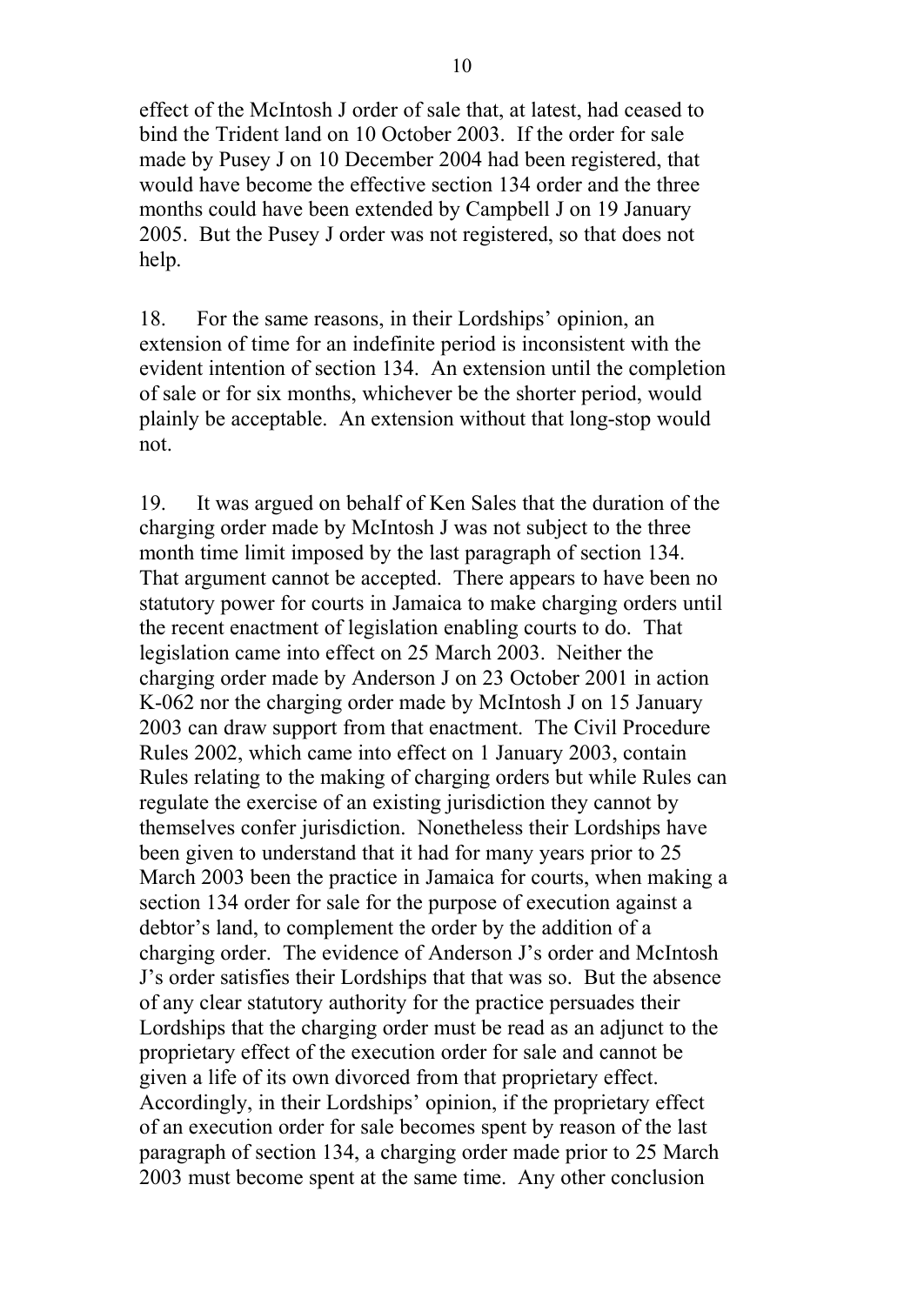effect of the McIntosh J order of sale that, at latest, had ceased to bind the Trident land on 10 October 2003. If the order for sale made by Pusey J on 10 December 2004 had been registered, that would have become the effective section 134 order and the three months could have been extended by Campbell J on 19 January 2005. But the Pusey J order was not registered, so that does not help.

18. For the same reasons, in their Lordships' opinion, an extension of time for an indefinite period is inconsistent with the evident intention of section 134. An extension until the completion of sale or for six months, whichever be the shorter period, would plainly be acceptable. An extension without that long-stop would not.

19. It was argued on behalf of Ken Sales that the duration of the charging order made by McIntosh J was not subject to the three month time limit imposed by the last paragraph of section 134. That argument cannot be accepted. There appears to have been no statutory power for courts in Jamaica to make charging orders until the recent enactment of legislation enabling courts to do. That legislation came into effect on 25 March 2003. Neither the charging order made by Anderson J on 23 October 2001 in action K-062 nor the charging order made by McIntosh J on 15 January 2003 can draw support from that enactment. The Civil Procedure Rules 2002, which came into effect on 1 January 2003, contain Rules relating to the making of charging orders but while Rules can regulate the exercise of an existing jurisdiction they cannot by themselves confer jurisdiction. Nonetheless their Lordships have been given to understand that it had for many years prior to 25 March 2003 been the practice in Jamaica for courts, when making a section 134 order for sale for the purpose of execution against a debtor's land, to complement the order by the addition of a charging order. The evidence of Anderson J's order and McIntosh J's order satisfies their Lordships that that was so. But the absence of any clear statutory authority for the practice persuades their Lordships that the charging order must be read as an adjunct to the proprietary effect of the execution order for sale and cannot be given a life of its own divorced from that proprietary effect. Accordingly, in their Lordships' opinion, if the proprietary effect of an execution order for sale becomes spent by reason of the last paragraph of section 134, a charging order made prior to 25 March 2003 must become spent at the same time. Any other conclusion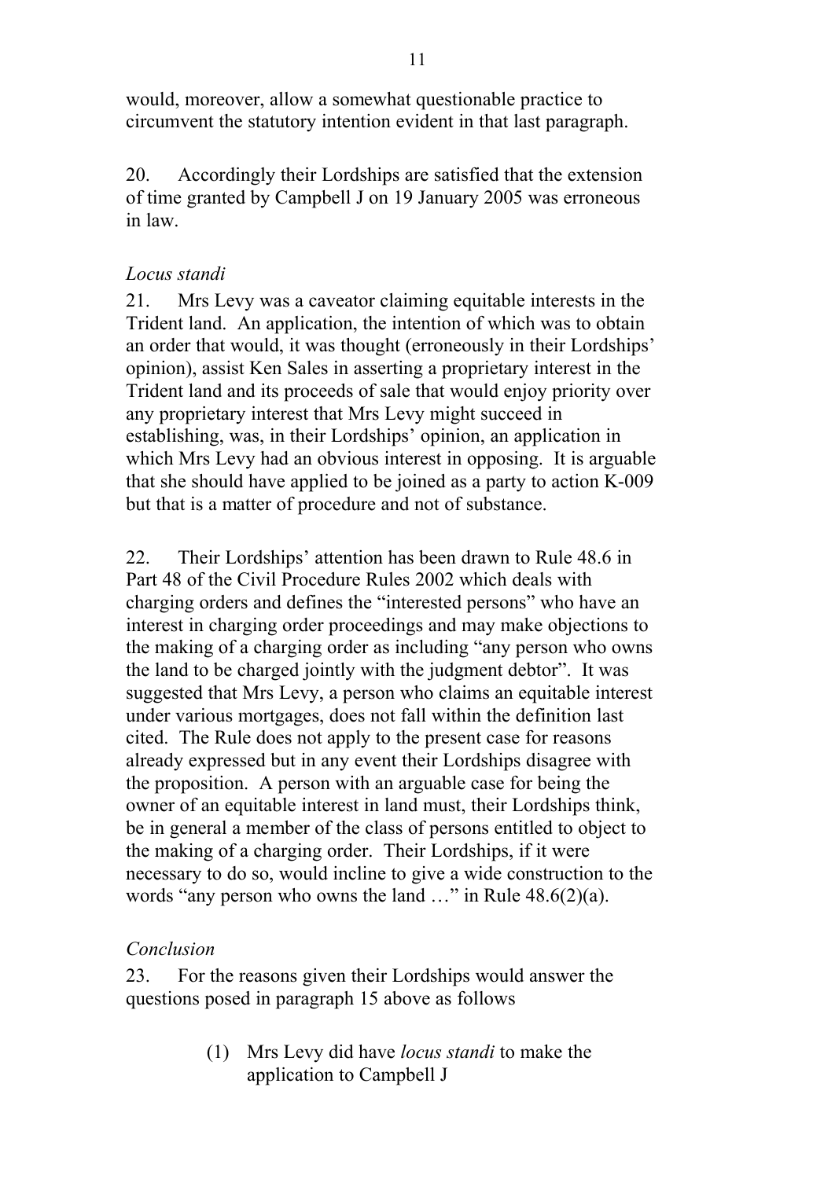would, moreover, allow a somewhat questionable practice to circumvent the statutory intention evident in that last paragraph.

20. Accordingly their Lordships are satisfied that the extension of time granted by Campbell J on 19 January 2005 was erroneous in law.

*Locus standi*

21. Mrs Levy was a caveator claiming equitable interests in the Trident land. An application, the intention of which was to obtain an order that would, it was thought (erroneously in their Lordships' opinion), assist Ken Sales in asserting a proprietary interest in the Trident land and its proceeds of sale that would enjoy priority over any proprietary interest that Mrs Levy might succeed in establishing, was, in their Lordships' opinion, an application in which Mrs Levy had an obvious interest in opposing. It is arguable that she should have applied to be joined as a party to action K-009 but that is a matter of procedure and not of substance.

22. Their Lordships' attention has been drawn to Rule 48.6 in Part 48 of the Civil Procedure Rules 2002 which deals with charging orders and defines the "interested persons" who have an interest in charging order proceedings and may make objections to the making of a charging order as including "any person who owns the land to be charged jointly with the judgment debtor". It was suggested that Mrs Levy, a person who claims an equitable interest under various mortgages, does not fall within the definition last cited. The Rule does not apply to the present case for reasons already expressed but in any event their Lordships disagree with the proposition. A person with an arguable case for being the owner of an equitable interest in land must, their Lordships think, be in general a member of the class of persons entitled to object to the making of a charging order. Their Lordships, if it were necessary to do so, would incline to give a wide construction to the words "any person who owns the land …" in Rule 48.6(2)(a).

*Conclusion*

23. For the reasons given their Lordships would answer the questions posed in paragraph 15 above as follows

(1) Mrs Levy did have *locus standi* to make the application to Campbell J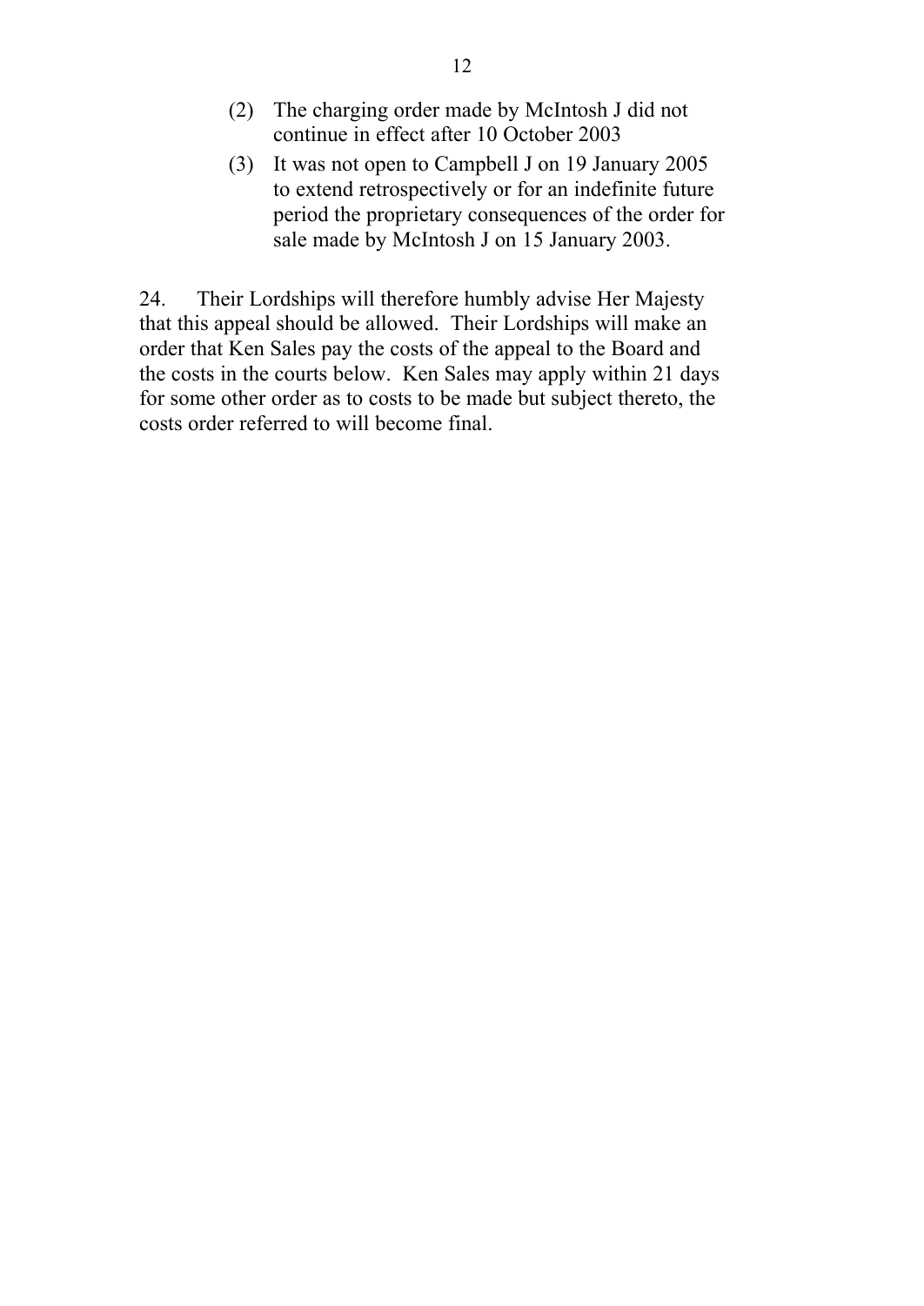(2) The charging order made by McIntosh J did not continue in effect after 10 October 2003

(3) It was not open to Campbell J on 19 January 2005 to extend retrospectively or for an indefinite future period the proprietary consequences of the order for sale made by McIntosh J on 15 January 2003.

24. Their Lordships will therefore humbly advise Her Majesty that this appeal should be allowed. Their Lordships will make an order that Ken Sales pay the costs of the appeal to the Board and the costs in the courts below. Ken Sales may apply within 21 days for some other order as to costs to be made but subject thereto, the costs order referred to will become final.